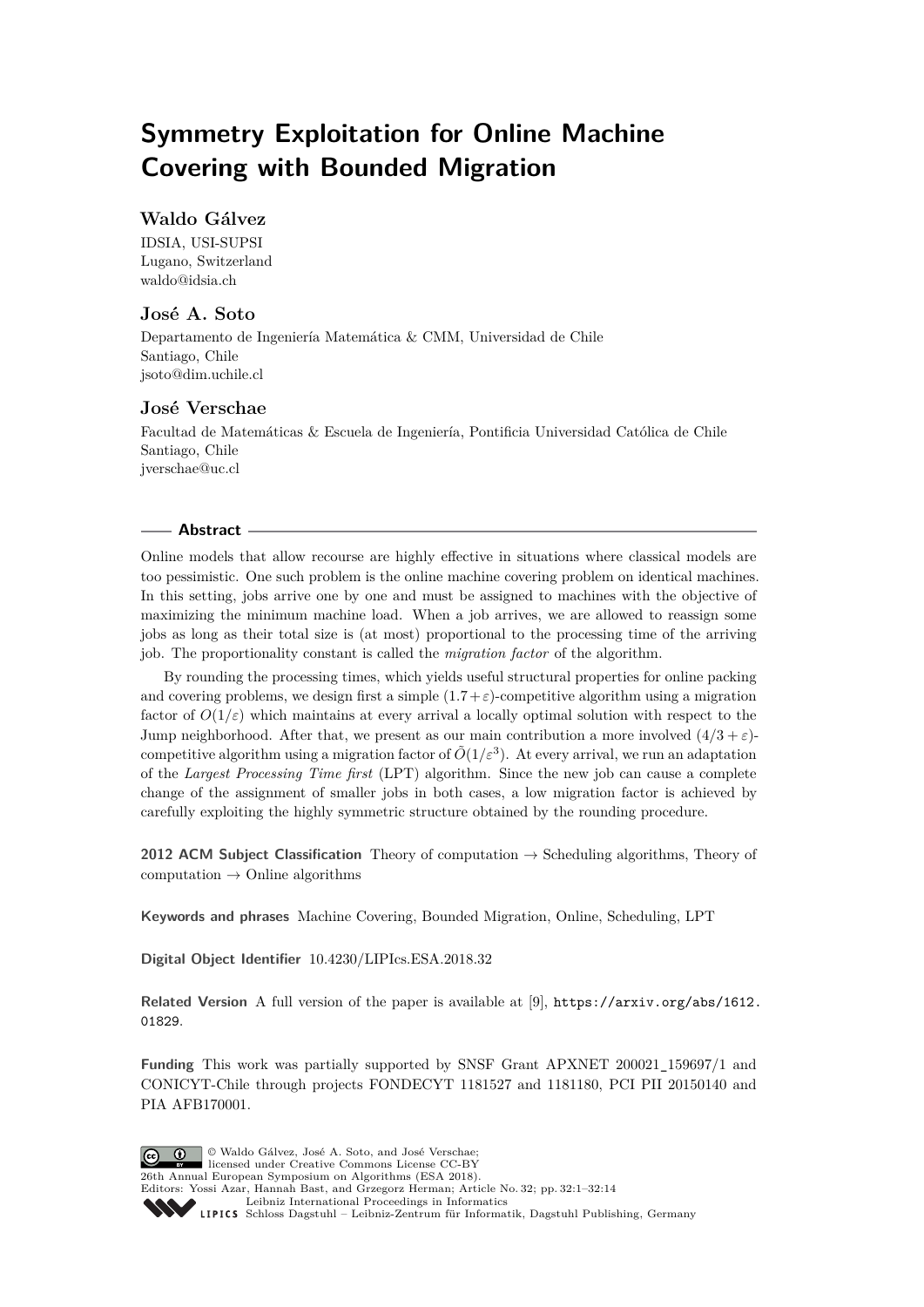# Symmetry Exploitation for Online Machine Covering with Bounded Migration

**Waldo Gálvez**

IDSIA, USI-SUPSI
Lugano, Switzerland
waldo@idsia.ch

**José A. Soto**

Departamento de Ingeniería Matemática & CMM, Universidad de Chile
Santiago, Chile
jsoto@dim.uchile.cl

**José Verschae**

Facultad de Matemáticas & Escuela de Ingeniería, Pontificia Universidad Católica de Chile
Santiago, Chile
jverschae@uc.cl

## Abstract

Online models that allow recourse are highly effective in situations where classical models are too pessimistic. One such problem is the online machine covering problem on identical machines. In this setting, jobs arrive one by one and must be assigned to machines with the objective of maximizing the minimum machine load. When a job arrives, we are allowed to reassign some jobs as long as their total size is (at most) proportional to the processing time of the arriving job. The proportionality constant is called the *migration factor* of the algorithm.

By rounding the processing times, which yields useful structural properties for online packing and covering problems, we design first a simple $(1.7+\varepsilon)$-competitive algorithm using a migration factor of $O(1/\varepsilon)$ which maintains at every arrival a locally optimal solution with respect to the Jump neighborhood. After that, we present as our main contribution a more involved $(4/3+\varepsilon)$-competitive algorithm using a migration factor of $\tilde{O}(1/\varepsilon^3)$. At every arrival, we run an adaptation of the *Largest Processing Time first* (LPT) algorithm. Since the new job can cause a complete change of the assignment of smaller jobs in both cases, a low migration factor is achieved by carefully exploiting the highly symmetric structure obtained by the rounding procedure.

**2012 ACM Subject Classification** Theory of computation → Scheduling algorithms, Theory of computation → Online algorithms

**Keywords and phrases** Machine Covering, Bounded Migration, Online, Scheduling, LPT

**Digital Object Identifier** 10.4230/LIPIcs.ESA.2018.32

**Related Version** A full version of the paper is available at [9], https://arxiv.org/abs/1612.01829.

**Funding** This work was partially supported by SNSF Grant APXNET 200021_159697/1 and CONICYT-Chile through projects FONDECYT 1181527 and 1181180, PCI PII 20150140 and PIA AFB170001.

© Waldo Gálvez, José A. Soto, and José Verschae; licensed under Creative Commons License CC-BY
26th Annual European Symposium on Algorithms (ESA 2018).
Editors: Yossi Azar, Hannah Bast, and Grzegorz Herman; Article No. 32; pp. 32:1–32:14
Leibniz International Proceedings in Informatics
Schloss Dagstuhl – Leibniz-Zentrum für Informatik, Dagstuhl Publishing, Germany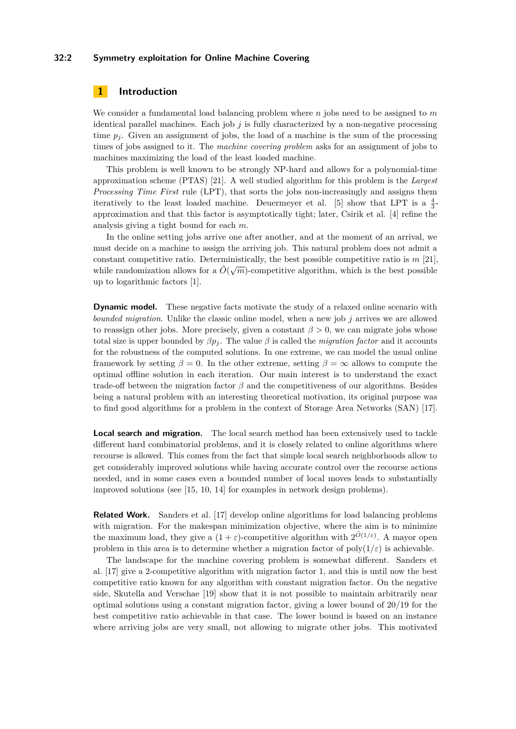## 1 Introduction

We consider a fundamental load balancing problem where $n$ jobs need to be assigned to $m$ identical parallel machines. Each job $j$ is fully characterized by a non-negative processing time $p_j$. Given an assignment of jobs, the load of a machine is the sum of the processing times of jobs assigned to it. The *machine covering problem* asks for an assignment of jobs to machines maximizing the load of the least loaded machine.

This problem is well known to be strongly NP-hard and allows for a polynomial-time approximation scheme (PTAS) [21]. A well studied algorithm for this problem is the *Largest Processing Time First* rule (LPT), that sorts the jobs non-increasingly and assigns them iteratively to the least loaded machine. Deuermeyer et al. [5] show that LPT is a $\frac{4}{3}$-approximation and that this factor is asymptotically tight; later, Csirik et al. [4] refine the analysis giving a tight bound for each $m$.

In the online setting jobs arrive one after another, and at the moment of an arrival, we must decide on a machine to assign the arriving job. This natural problem does not admit a constant competitive ratio. Deterministically, the best possible competitive ratio is $m$ [21], while randomization allows for a $\tilde{O}(\sqrt{m})$-competitive algorithm, which is the best possible up to logarithmic factors [1].

**Dynamic model.** These negative facts motivate the study of a relaxed online scenario with *bounded migration*. Unlike the classic online model, when a new job $j$ arrives we are allowed to reassign other jobs. More precisely, given a constant $\beta > 0$, we can migrate jobs whose total size is upper bounded by $\beta p_j$. The value $\beta$ is called the *migration factor* and it accounts for the robustness of the computed solutions. In one extreme, we can model the usual online framework by setting $\beta = 0$. In the other extreme, setting $\beta = \infty$ allows to compute the optimal offline solution in each iteration. Our main interest is to understand the exact trade-off between the migration factor $\beta$ and the competitiveness of our algorithms. Besides being a natural problem with an interesting theoretical motivation, its original purpose was to find good algorithms for a problem in the context of Storage Area Networks (SAN) [17].

**Local search and migration.** The local search method has been extensively used to tackle different hard combinatorial problems, and it is closely related to online algorithms where recourse is allowed. This comes from the fact that simple local search neighborhoods allow to get considerably improved solutions while having accurate control over the recourse actions needed, and in some cases even a bounded number of local moves leads to substantially improved solutions (see [15, 10, 14] for examples in network design problems).

**Related Work.** Sanders et al. [17] develop online algorithms for load balancing problems with migration. For the makespan minimization objective, where the aim is to minimize the maximum load, they give a $(1+\varepsilon)$-competitive algorithm with $2^{\tilde{O}(1/\varepsilon)}$. A mayor open problem in this area is to determine whether a migration factor of $\text{poly}(1/\varepsilon)$ is achievable.

The landscape for the machine covering problem is somewhat different. Sanders et al. [17] give a 2-competitive algorithm with migration factor 1, and this is until now the best competitive ratio known for any algorithm with constant migration factor. On the negative side, Skutella and Verschae [19] show that it is not possible to maintain arbitrarily near optimal solutions using a constant migration factor, giving a lower bound of 20/19 for the best competitive ratio achievable in that case. The lower bound is based on an instance where arriving jobs are very small, not allowing to migrate other jobs. This motivated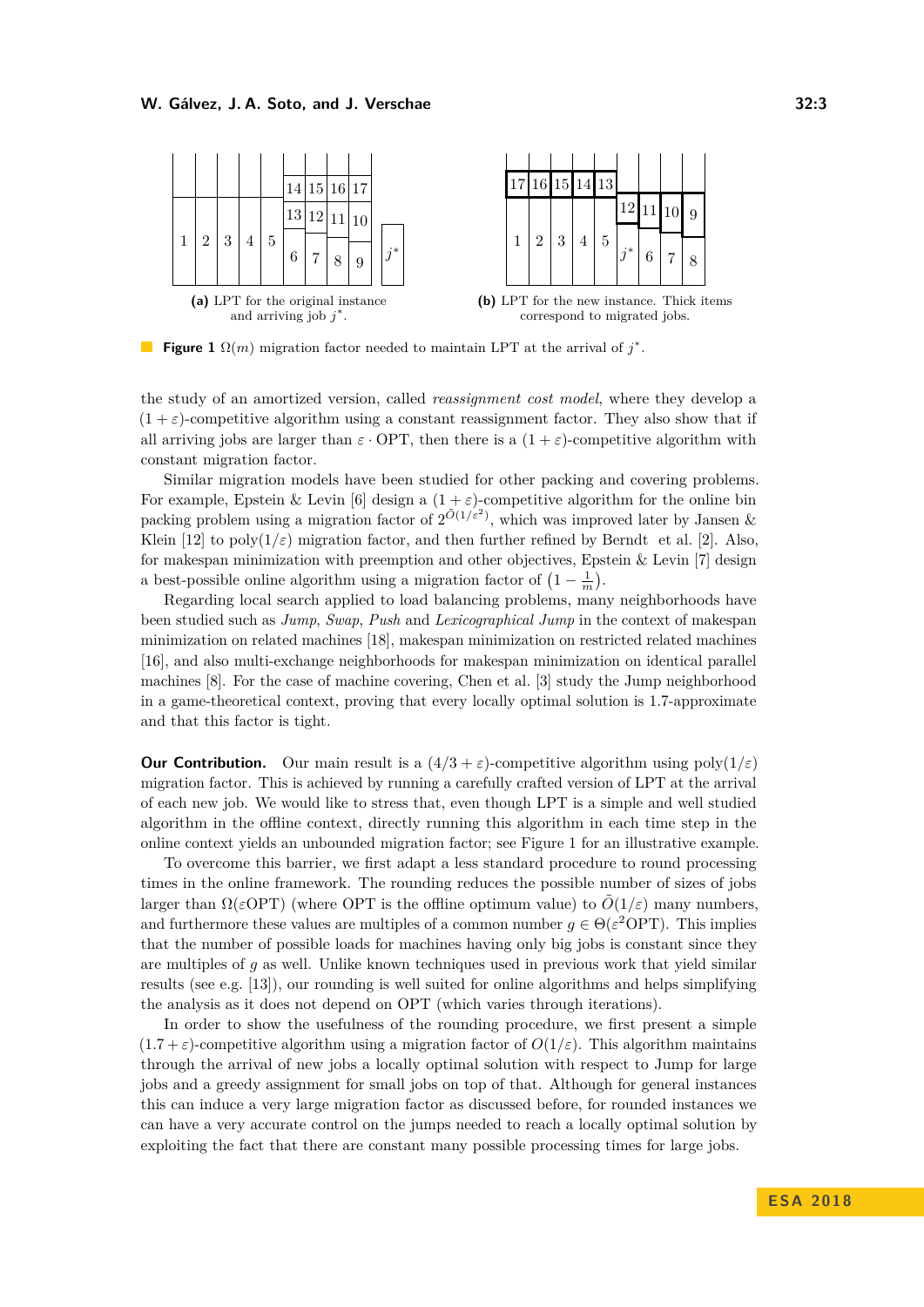(a) LPT for the original instance and arriving job $j^*$.

(b) LPT for the new instance. Thick items correspond to migrated jobs.

**Figure 1** $\Omega(m)$ migration factor needed to maintain LPT at the arrival of $j^*$.

the study of an amortized version, called *reassignment cost model*, where they develop a $(1+\varepsilon)$-competitive algorithm using a constant reassignment factor. They also show that if all arriving jobs are larger than $\varepsilon \cdot \mathrm{OPT}$, then there is a $(1+\varepsilon)$-competitive algorithm with constant migration factor.

Similar migration models have been studied for other packing and covering problems. For example, Epstein & Levin [6] design a $(1+\varepsilon)$-competitive algorithm for the online bin packing problem using a migration factor of $2^{\tilde{O}(1/\varepsilon^2)}$, which was improved later by Jansen & Klein [12] to poly$(1/\varepsilon)$ migration factor, and then further refined by Berndt et al. [2]. Also, for makespan minimization with preemption and other objectives, Epstein & Levin [7] design a best-possible online algorithm using a migration factor of $\left(1-\frac{1}{m}\right)$.

Regarding local search applied to load balancing problems, many neighborhoods have been studied such as *Jump*, *Swap*, *Push* and *Lexicographical Jump* in the context of makespan minimization on related machines [18], makespan minimization on restricted related machines [16], and also multi-exchange neighborhoods for makespan minimization on identical parallel machines [8]. For the case of machine covering, Chen et al. [3] study the Jump neighborhood in a game-theoretical context, proving that every locally optimal solution is 1.7-approximate and that this factor is tight.

**Our Contribution.** Our main result is a $(4/3+\varepsilon)$-competitive algorithm using poly$(1/\varepsilon)$ migration factor. This is achieved by running a carefully crafted version of LPT at the arrival of each new job. We would like to stress that, even though LPT is a simple and well studied algorithm in the offline context, directly running this algorithm in each time step in the online context yields an unbounded migration factor; see Figure 1 for an illustrative example.

To overcome this barrier, we first adapt a less standard procedure to round processing times in the online framework. The rounding reduces the possible number of sizes of jobs larger than $\Omega(\varepsilon\mathrm{OPT})$ (where OPT is the offline optimum value) to $\tilde{O}(1/\varepsilon)$ many numbers, and furthermore these values are multiples of a common number $g \in \Theta(\varepsilon^2\mathrm{OPT})$. This implies that the number of possible loads for machines having only big jobs is constant since they are multiples of $g$ as well. Unlike known techniques used in previous work that yield similar results (see e.g. [13]), our rounding is well suited for online algorithms and helps simplifying the analysis as it does not depend on OPT (which varies through iterations).

In order to show the usefulness of the rounding procedure, we first present a simple $(1.7+\varepsilon)$-competitive algorithm using a migration factor of $O(1/\varepsilon)$. This algorithm maintains through the arrival of new jobs a locally optimal solution with respect to Jump for large jobs and a greedy assignment for small jobs on top of that. Although for general instances this can induce a very large migration factor as discussed before, for rounded instances we can have a very accurate control on the jumps needed to reach a locally optimal solution by exploiting the fact that there are constant many possible processing times for large jobs.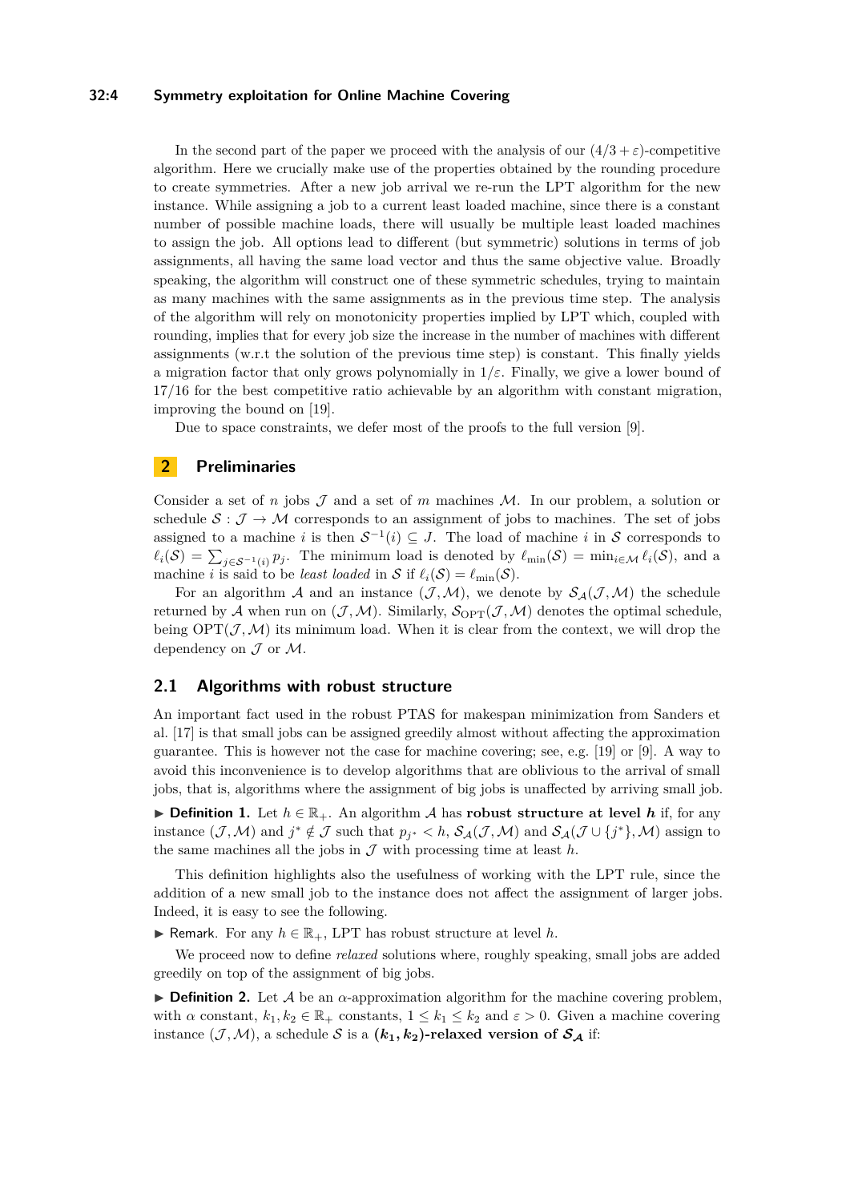In the second part of the paper we proceed with the analysis of our $(4/3+\varepsilon)$-competitive algorithm. Here we crucially make use of the properties obtained by the rounding procedure to create symmetries. After a new job arrival we re-run the LPT algorithm for the new instance. While assigning a job to a current least loaded machine, since there is a constant number of possible machine loads, there will usually be multiple least loaded machines to assign the job. All options lead to different (but symmetric) solutions in terms of job assignments, all having the same load vector and thus the same objective value. Broadly speaking, the algorithm will construct one of these symmetric schedules, trying to maintain as many machines with the same assignments as in the previous time step. The analysis of the algorithm will rely on monotonicity properties implied by LPT which, coupled with rounding, implies that for every job size the increase in the number of machines with different assignments (w.r.t the solution of the previous time step) is constant. This finally yields a migration factor that only grows polynomially in $1/\varepsilon$. Finally, we give a lower bound of $17/16$ for the best competitive ratio achievable by an algorithm with constant migration, improving the bound on [19].

Due to space constraints, we defer most of the proofs to the full version [9].

## 2 Preliminaries

Consider a set of $n$ jobs $\mathcal{J}$ and a set of $m$ machines $\mathcal{M}$. In our problem, a solution or schedule $\mathcal{S} : \mathcal{J} \to \mathcal{M}$ corresponds to an assignment of jobs to machines. The set of jobs assigned to a machine $i$ is then $\mathcal{S}^{-1}(i) \subseteq J$. The load of machine $i$ in $\mathcal{S}$ corresponds to $\ell_i(\mathcal{S}) = \sum_{j\in\mathcal{S}^{-1}(i)} p_j$. The minimum load is denoted by $\ell_{\min}(\mathcal{S}) = \min_{i\in\mathcal{M}} \ell_i(\mathcal{S})$, and a machine $i$ is said to be *least loaded* in $\mathcal{S}$ if $\ell_i(\mathcal{S}) = \ell_{\min}(\mathcal{S})$.

For an algorithm $\mathcal{A}$ and an instance $(\mathcal{J}, \mathcal{M})$, we denote by $\mathcal{S}_{\mathcal{A}}(\mathcal{J}, \mathcal{M})$ the schedule returned by $\mathcal{A}$ when run on $(\mathcal{J}, \mathcal{M})$. Similarly, $\mathcal{S}_{\mathrm{OPT}}(\mathcal{J}, \mathcal{M})$ denotes the optimal schedule, being $\mathrm{OPT}(\mathcal{J}, \mathcal{M})$ its minimum load. When it is clear from the context, we will drop the dependency on $\mathcal{J}$ or $\mathcal{M}$.

### 2.1 Algorithms with robust structure

An important fact used in the robust PTAS for makespan minimization from Sanders et al. [17] is that small jobs can be assigned greedily almost without affecting the approximation guarantee. This is however not the case for machine covering; see, e.g. [19] or [9]. A way to avoid this inconvenience is to develop algorithms that are oblivious to the arrival of small jobs, that is, algorithms where the assignment of big jobs is unaffected by arriving small job.

▶ **Definition 1.** Let $h \in \mathbb{R}_+$. An algorithm $\mathcal{A}$ has **robust structure at level $h$** if, for any instance $(\mathcal{J}, \mathcal{M})$ and $j^* \notin \mathcal{J}$ such that $p_{j^*} < h$, $\mathcal{S}_{\mathcal{A}}(\mathcal{J}, \mathcal{M})$ and $\mathcal{S}_{\mathcal{A}}(\mathcal{J} \cup \{j^*\}, \mathcal{M})$ assign to the same machines all the jobs in $\mathcal{J}$ with processing time at least $h$.

This definition highlights also the usefulness of working with the LPT rule, since the addition of a new small job to the instance does not affect the assignment of larger jobs. Indeed, it is easy to see the following.

▶ Remark. For any $h \in \mathbb{R}_+$, LPT has robust structure at level $h$.

We proceed now to define *relaxed* solutions where, roughly speaking, small jobs are added greedily on top of the assignment of big jobs.

▶ **Definition 2.** Let $\mathcal{A}$ be an $\alpha$-approximation algorithm for the machine covering problem, with $\alpha$ constant, $k_1, k_2 \in \mathbb{R}_+$ constants, $1 \le k_1 \le k_2$ and $\varepsilon > 0$. Given a machine covering instance $(\mathcal{J}, \mathcal{M})$, a schedule $\mathcal{S}$ is a $\boldsymbol{(k_1, k_2)}$**-relaxed version of** $\boldsymbol{\mathcal{S}_{\mathcal{A}}}$ if: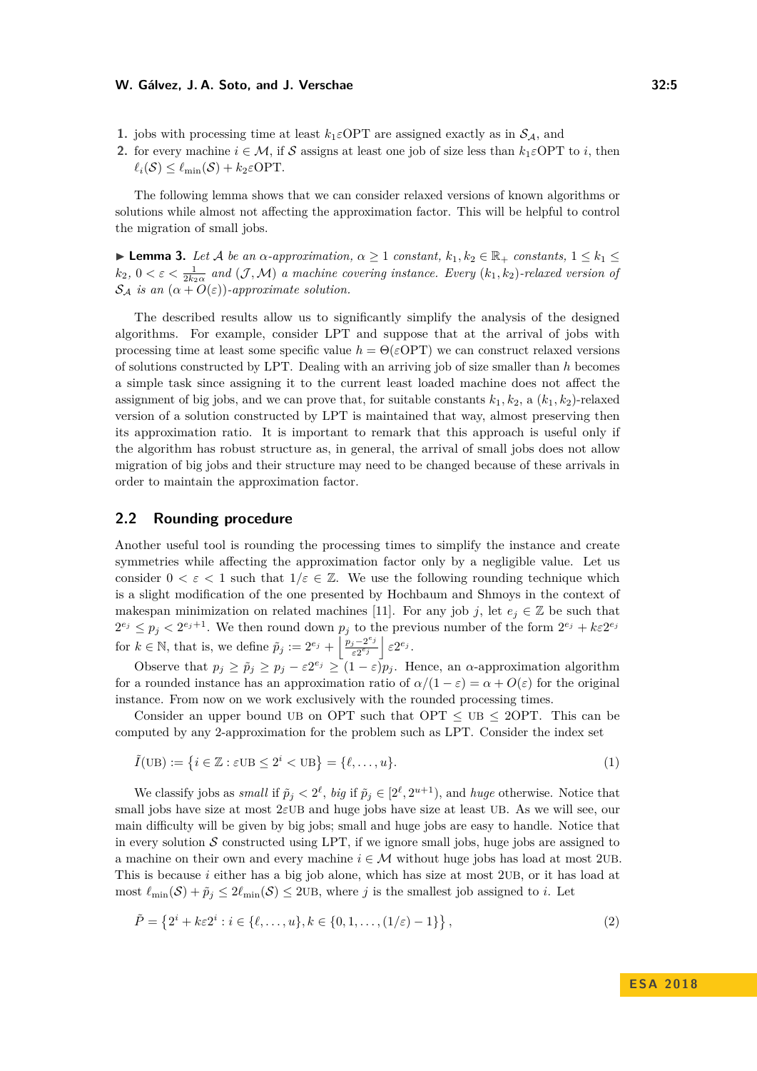1. jobs with processing time at least $k_1\varepsilon\mathrm{OPT}$ are assigned exactly as in $\mathcal{S}_\mathcal{A}$, and
2. for every machine $i \in \mathcal{M}$, if $\mathcal{S}$ assigns at least one job of size less than $k_1\varepsilon\mathrm{OPT}$ to $i$, then $\ell_i(\mathcal{S}) \leq \ell_{\min}(\mathcal{S}) + k_2\varepsilon\mathrm{OPT}$.

The following lemma shows that we can consider relaxed versions of known algorithms or solutions while almost not affecting the approximation factor. This will be helpful to control the migration of small jobs.

▶ **Lemma 3.** *Let $\mathcal{A}$ be an $\alpha$-approximation, $\alpha \geq 1$ constant, $k_1, k_2 \in \mathbb{R}_+$ constants, $1 \leq k_1 \leq k_2$, $0 < \varepsilon < \frac{1}{2k_2\alpha}$ and $(\mathcal{J}, \mathcal{M})$ a machine covering instance. Every $(k_1, k_2)$-relaxed version of $\mathcal{S}_\mathcal{A}$ is an $(\alpha + O(\varepsilon))$-approximate solution.*

The described results allow us to significantly simplify the analysis of the designed algorithms. For example, consider LPT and suppose that at the arrival of jobs with processing time at least some specific value $h = \Theta(\varepsilon\mathrm{OPT})$ we can construct relaxed versions of solutions constructed by LPT. Dealing with an arriving job of size smaller than $h$ becomes a simple task since assigning it to the current least loaded machine does not affect the assignment of big jobs, and we can prove that, for suitable constants $k_1, k_2$, a $(k_1, k_2)$-relaxed version of a solution constructed by LPT is maintained that way, almost preserving then its approximation ratio. It is important to remark that this approach is useful only if the algorithm has robust structure as, in general, the arrival of small jobs does not allow migration of big jobs and their structure may need to be changed because of these arrivals in order to maintain the approximation factor.

## 2.2 Rounding procedure

Another useful tool is rounding the processing times to simplify the instance and create symmetries while affecting the approximation factor only by a negligible value. Let us consider $0 < \varepsilon < 1$ such that $1/\varepsilon \in \mathbb{Z}$. We use the following rounding technique which is a slight modification of the one presented by Hochbaum and Shmoys in the context of makespan minimization on related machines [11]. For any job $j$, let $e_j \in \mathbb{Z}$ be such that $2^{e_j} \leq p_j < 2^{e_j+1}$. We then round down $p_j$ to the previous number of the form $2^{e_j} + k\varepsilon 2^{e_j}$ for $k \in \mathbb{N}$, that is, we define $\tilde{p}_j := 2^{e_j} + \left\lfloor \frac{p_j - 2^{e_j}}{\varepsilon 2^{e_j}} \right\rfloor \varepsilon 2^{e_j}$.

Observe that $p_j \geq \tilde{p}_j \geq p_j - \varepsilon 2^{e_j} \geq (1-\varepsilon)p_j$. Hence, an $\alpha$-approximation algorithm for a rounded instance has an approximation ratio of $\alpha/(1-\varepsilon) = \alpha + O(\varepsilon)$ for the original instance. From now on we work exclusively with the rounded processing times.

Consider an upper bound UB on OPT such that $\mathrm{OPT} \leq \mathrm{UB} \leq 2\mathrm{OPT}$. This can be computed by any 2-approximation for the problem such as LPT. Consider the index set

$$\tilde{I}(\mathrm{UB}) := \left\{ i \in \mathbb{Z} : \varepsilon\mathrm{UB} \leq 2^i < \mathrm{UB} \right\} = \{\ell, \ldots, u\}. \tag{1}$$

We classify jobs as *small* if $\tilde{p}_j < 2^\ell$, *big* if $\tilde{p}_j \in [2^\ell, 2^{u+1})$, and *huge* otherwise. Notice that small jobs have size at most $2\varepsilon\mathrm{UB}$ and huge jobs have size at least UB. As we will see, our main difficulty will be given by big jobs; small and huge jobs are easy to handle. Notice that in every solution $\mathcal{S}$ constructed using LPT, if we ignore small jobs, huge jobs are assigned to a machine on their own and every machine $i \in \mathcal{M}$ without huge jobs has load at most $2\mathrm{UB}$. This is because $i$ either has a big job alone, which has size at most $2\mathrm{UB}$, or it has load at most $\ell_{\min}(\mathcal{S}) + \tilde{p}_j \leq 2\ell_{\min}(\mathcal{S}) \leq 2\mathrm{UB}$, where $j$ is the smallest job assigned to $i$. Let

$$\tilde{P} = \left\{ 2^i + k\varepsilon 2^i : i \in \{\ell, \ldots, u\}, k \in \{0, 1, \ldots, (1/\varepsilon) - 1\} \right\}, \tag{2}$$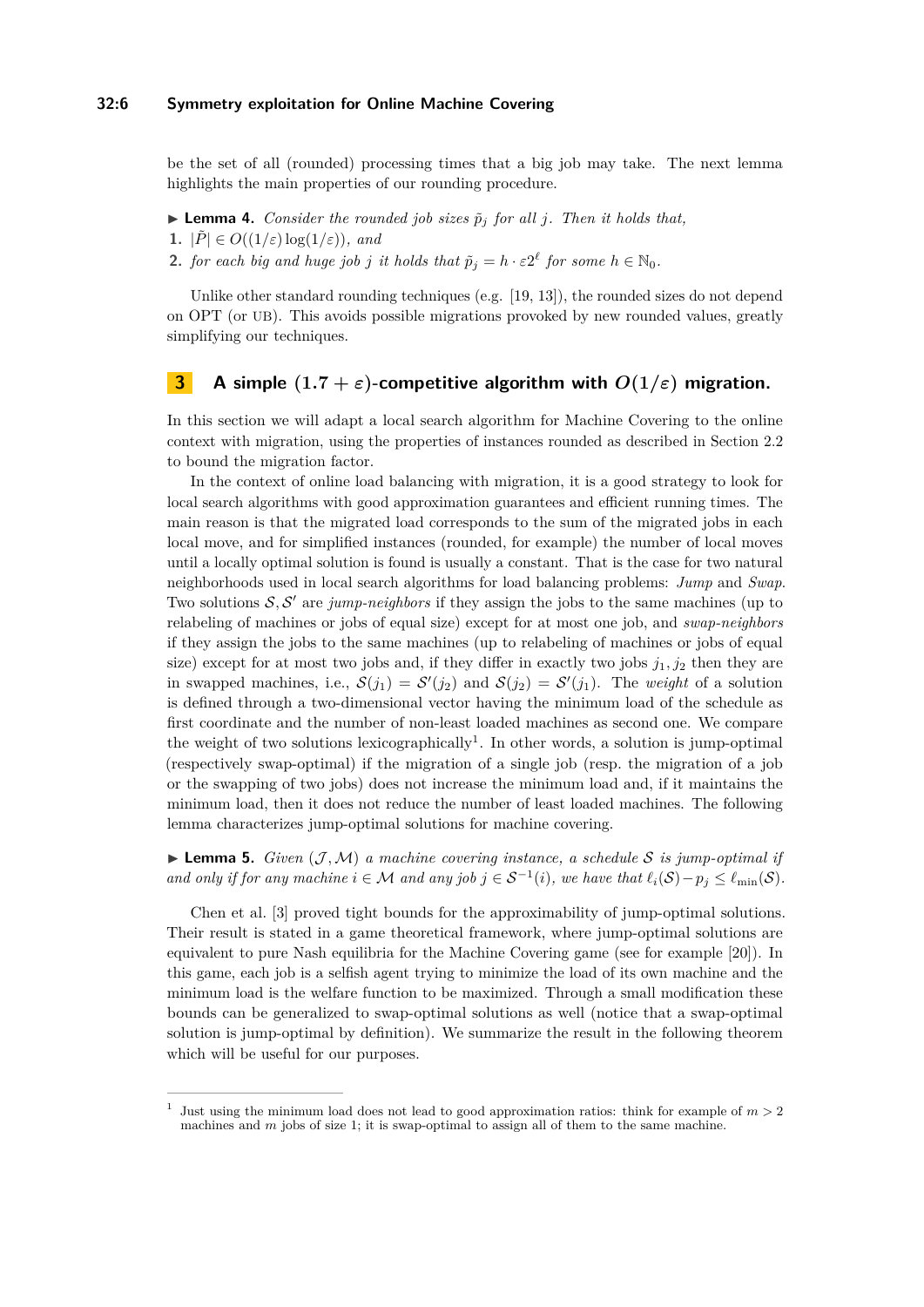be the set of all (rounded) processing times that a big job may take. The next lemma highlights the main properties of our rounding procedure.

▶ **Lemma 4.** *Consider the rounded job sizes $\tilde{p}_j$ for all $j$. Then it holds that,*

1. $|\tilde{P}| \in O((1/\varepsilon)\log(1/\varepsilon))$*, and*
2. *for each big and huge job $j$ it holds that $\tilde{p}_j = h \cdot \varepsilon 2^\ell$ for some $h \in \mathbb{N}_0$.*

Unlike other standard rounding techniques (e.g. [19, 13]), the rounded sizes do not depend on OPT (or UB). This avoids possible migrations provoked by new rounded values, greatly simplifying our techniques.

## 3 A simple $(1.7 + \varepsilon)$-competitive algorithm with $O(1/\varepsilon)$ migration.

In this section we will adapt a local search algorithm for Machine Covering to the online context with migration, using the properties of instances rounded as described in Section 2.2 to bound the migration factor.

In the context of online load balancing with migration, it is a good strategy to look for local search algorithms with good approximation guarantees and efficient running times. The main reason is that the migrated load corresponds to the sum of the migrated jobs in each local move, and for simplified instances (rounded, for example) the number of local moves until a locally optimal solution is found is usually a constant. That is the case for two natural neighborhoods used in local search algorithms for load balancing problems: *Jump* and *Swap*. Two solutions $\mathcal{S}, \mathcal{S}'$ are *jump-neighbors* if they assign the jobs to the same machines (up to relabeling of machines or jobs of equal size) except for at most one job, and *swap-neighbors* if they assign the jobs to the same machines (up to relabeling of machines or jobs of equal size) except for at most two jobs and, if they differ in exactly two jobs $j_1, j_2$ then they are in swapped machines, i.e., $\mathcal{S}(j_1) = \mathcal{S}'(j_2)$ and $\mathcal{S}(j_2) = \mathcal{S}'(j_1)$. The *weight* of a solution is defined through a two-dimensional vector having the minimum load of the schedule as first coordinate and the number of non-least loaded machines as second one. We compare the weight of two solutions lexicographically[1]. In other words, a solution is jump-optimal (respectively swap-optimal) if the migration of a single job (resp. the migration of a job or the swapping of two jobs) does not increase the minimum load and, if it maintains the minimum load, then it does not reduce the number of least loaded machines. The following lemma characterizes jump-optimal solutions for machine covering.

▶ **Lemma 5.** *Given $(\mathcal{J}, \mathcal{M})$ a machine covering instance, a schedule $\mathcal{S}$ is jump-optimal if and only if for any machine $i \in \mathcal{M}$ and any job $j \in \mathcal{S}^{-1}(i)$, we have that $\ell_i(\mathcal{S}) - p_j \leq \ell_{\min}(\mathcal{S})$.*

Chen et al. [3] proved tight bounds for the approximability of jump-optimal solutions. Their result is stated in a game theoretical framework, where jump-optimal solutions are equivalent to pure Nash equilibria for the Machine Covering game (see for example [20]). In this game, each job is a selfish agent trying to minimize the load of its own machine and the minimum load is the welfare function to be maximized. Through a small modification these bounds can be generalized to swap-optimal solutions as well (notice that a swap-optimal solution is jump-optimal by definition). We summarize the result in the following theorem which will be useful for our purposes.

[1] Just using the minimum load does not lead to good approximation ratios: think for example of $m > 2$ machines and $m$ jobs of size 1; it is swap-optimal to assign all of them to the same machine.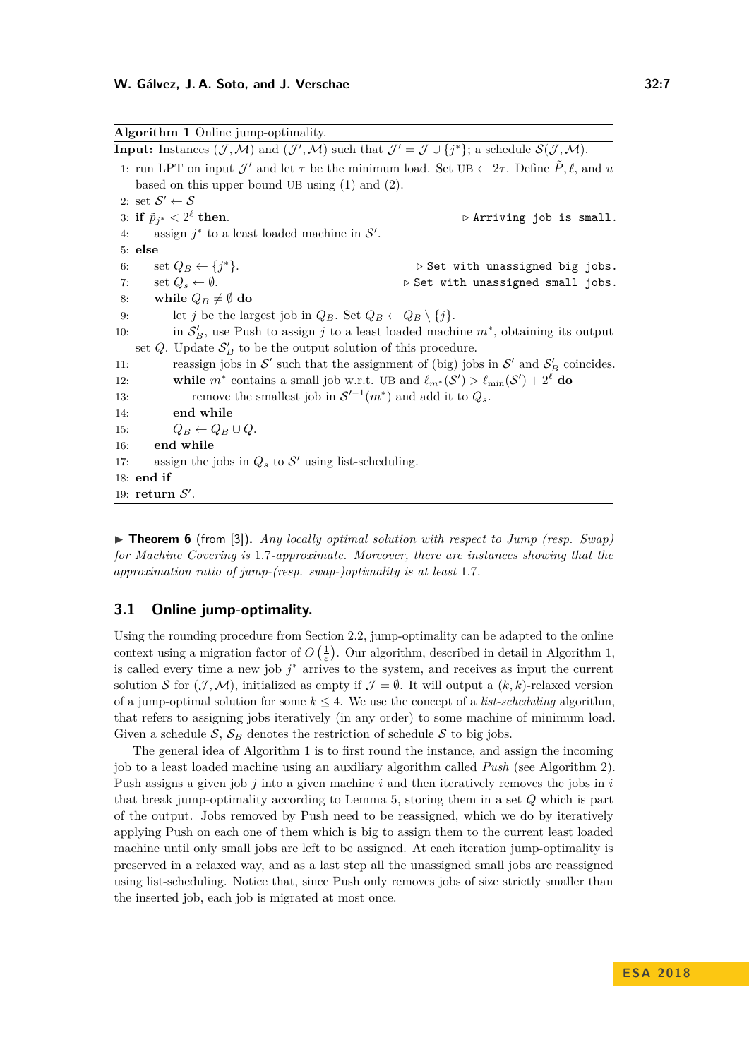**Algorithm 1** Online jump-optimality.

**Input:** Instances $(\mathcal{J}, \mathcal{M})$ and $(\mathcal{J}', \mathcal{M})$ such that $\mathcal{J}' = \mathcal{J} \cup \{j^*\}$; a schedule $\mathcal{S}(\mathcal{J}, \mathcal{M})$.

```
1: run LPT on input J' and let τ be the minimum load. Set UB ← 2τ. Define P̃, ℓ, and u
   based on this upper bound UB using (1) and (2).
2: set S' ← S
3: if p̃_{j*} < 2^ℓ then.                                      ▷ Arriving job is small.
4:     assign j* to a least loaded machine in S'.
5: else
6:     set Q_B ← {j*}.                                ▷ Set with unassigned big jobs.
7:     set Q_s ← ∅.                                 ▷ Set with unassigned small jobs.
8:     while Q_B ≠ ∅ do
9:         let j be the largest job in Q_B. Set Q_B ← Q_B \ {j}.
10:        in S'_B, use Push to assign j to a least loaded machine m*, obtaining its output
   set Q. Update S'_B to be the output solution of this procedure.
11:        reassign jobs in S' such that the assignment of (big) jobs in S' and S'_B coincides.
12:        while m* contains a small job w.r.t. UB and ℓ_{m*}(S') > ℓ_min(S') + 2^ℓ do
13:            remove the smallest job in S'^{-1}(m*) and add it to Q_s.
14:        end while
15:        Q_B ← Q_B ∪ Q.
16:    end while
17:    assign the jobs in Q_s to S' using list-scheduling.
18: end if
19: return S'.
```

▶ **Theorem 6** (from [3]). *Any locally optimal solution with respect to Jump (resp. Swap) for Machine Covering is 1.7-approximate. Moreover, there are instances showing that the approximation ratio of jump-(resp. swap-)optimality is at least* 1.7*.*

## 3.1 Online jump-optimality.

Using the rounding procedure from Section 2.2, jump-optimality can be adapted to the online context using a migration factor of $O\left(\frac{1}{\varepsilon}\right)$. Our algorithm, described in detail in Algorithm 1, is called every time a new job $j^*$ arrives to the system, and receives as input the current solution $\mathcal{S}$ for $(\mathcal{J}, \mathcal{M})$, initialized as empty if $\mathcal{J} = \emptyset$. It will output a $(k, k)$-relaxed version of a jump-optimal solution for some $k \leq 4$. We use the concept of a *list-scheduling* algorithm, that refers to assigning jobs iteratively (in any order) to some machine of minimum load. Given a schedule $\mathcal{S}$, $\mathcal{S}_B$ denotes the restriction of schedule $\mathcal{S}$ to big jobs.

The general idea of Algorithm 1 is to first round the instance, and assign the incoming job to a least loaded machine using an auxiliary algorithm called *Push* (see Algorithm 2). Push assigns a given job $j$ into a given machine $i$ and then iteratively removes the jobs in $i$ that break jump-optimality according to Lemma 5, storing them in a set $Q$ which is part of the output. Jobs removed by Push need to be reassigned, which we do by iteratively applying Push on each one of them which is big to assign them to the current least loaded machine until only small jobs are left to be assigned. At each iteration jump-optimality is preserved in a relaxed way, and as a last step all the unassigned small jobs are reassigned using list-scheduling. Notice that, since Push only removes jobs of size strictly smaller than the inserted job, each job is migrated at most once.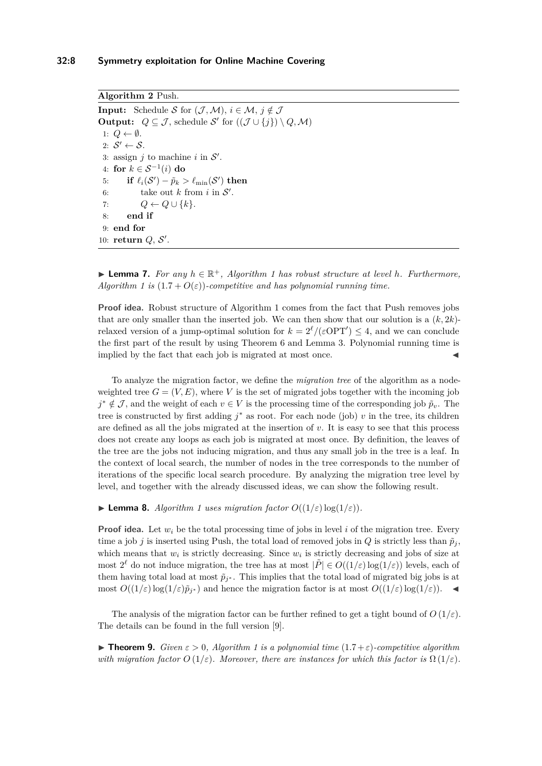**Algorithm 2** Push.

**Input:** Schedule $\mathcal{S}$ for $(\mathcal{J}, \mathcal{M})$, $i \in \mathcal{M}$, $j \notin \mathcal{J}$
**Output:** $Q \subseteq \mathcal{J}$, schedule $\mathcal{S}'$ for $((\mathcal{J} \cup \{j\}) \setminus Q, \mathcal{M})$

```
1: Q ← ∅.
2: S' ← S.
3: assign j to machine i in S'.
4: for k ∈ S^{-1}(i) do
5:     if ℓ_i(S') − p̃_k > ℓ_min(S') then
6:         take out k from i in S'.
7:         Q ← Q ∪ {k}.
8:     end if
9: end for
10: return Q, S'.
```

▶ **Lemma 7.** *For any $h \in \mathbb{R}^+$, Algorithm 1 has robust structure at level $h$. Furthermore, Algorithm 1 is $(1.7 + O(\varepsilon))$-competitive and has polynomial running time.*

**Proof idea.** Robust structure of Algorithm 1 comes from the fact that Push removes jobs that are only smaller than the inserted job. We can then show that our solution is a $(k, 2k)$-relaxed version of a jump-optimal solution for $k = 2^\ell/(\varepsilon\mathrm{OPT}') \leq 4$, and we can conclude the first part of the result by using Theorem 6 and Lemma 3. Polynomial running time is implied by the fact that each job is migrated at most once. ◀

To analyze the migration factor, we define the *migration tree* of the algorithm as a node-weighted tree $G = (V, E)$, where $V$ is the set of migrated jobs together with the incoming job $j^* \notin \mathcal{J}$, and the weight of each $v \in V$ is the processing time of the corresponding job $\tilde{p}_v$. The tree is constructed by first adding $j^*$ as root. For each node (job) $v$ in the tree, its children are defined as all the jobs migrated at the insertion of $v$. It is easy to see that this process does not create any loops as each job is migrated at most once. By definition, the leaves of the tree are the jobs not inducing migration, and thus any small job in the tree is a leaf. In the context of local search, the number of nodes in the tree corresponds to the number of iterations of the specific local search procedure. By analyzing the migration tree level by level, and together with the already discussed ideas, we can show the following result.

▶ **Lemma 8.** *Algorithm 1 uses migration factor $O((1/\varepsilon)\log(1/\varepsilon))$.*

**Proof idea.** Let $w_i$ be the total processing time of jobs in level $i$ of the migration tree. Every time a job $j$ is inserted using Push, the total load of removed jobs in $Q$ is strictly less than $\tilde{p}_j$, which means that $w_i$ is strictly decreasing. Since $w_i$ is strictly decreasing and jobs of size at most $2^\ell$ do not induce migration, the tree has at most $|\tilde{P}| \in O((1/\varepsilon)\log(1/\varepsilon))$ levels, each of them having total load at most $\tilde{p}_{j^*}$. This implies that the total load of migrated big jobs is at most $O((1/\varepsilon)\log(1/\varepsilon)\tilde{p}_{j^*})$ and hence the migration factor is at most $O((1/\varepsilon)\log(1/\varepsilon))$. ◀

The analysis of the migration factor can be further refined to get a tight bound of $O(1/\varepsilon)$. The details can be found in the full version [9].

▶ **Theorem 9.** *Given $\varepsilon > 0$, Algorithm 1 is a polynomial time $(1.7+\varepsilon)$-competitive algorithm with migration factor $O(1/\varepsilon)$. Moreover, there are instances for which this factor is $\Omega(1/\varepsilon)$.*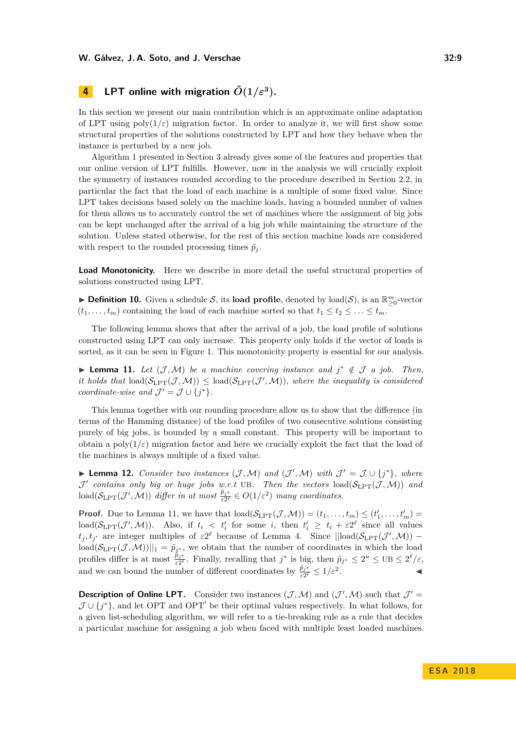## 4 LPT online with migration $\tilde{O}(1/\varepsilon^3)$.

In this section we present our main contribution which is an approximate online adaptation of LPT using poly$(1/\varepsilon)$ migration factor. In order to analyze it, we will first show some structural properties of the solutions constructed by LPT and how they behave when the instance is perturbed by a new job.

Algorithm 1 presented in Section 3 already gives some of the features and properties that our online version of LPT fulfills. However, now in the analysis we will crucially exploit the symmetry of instances rounded according to the procedure described in Section 2.2, in particular the fact that the load of each machine is a multiple of some fixed value. Since LPT takes decisions based solely on the machine loads, having a bounded number of values for them allows us to accurately control the set of machines where the assignment of big jobs can be kept unchanged after the arrival of a big job while maintaining the structure of the solution. Unless stated otherwise, for the rest of this section machine loads are considered with respect to the rounded processing times $\tilde{p}_j$.

**Load Monotonicity.** Here we describe in more detail the useful structural properties of solutions constructed using LPT.

▶ **Definition 10.** Given a schedule $\mathcal{S}$, its **load profile**, denoted by load$(\mathcal{S})$, is an $\mathbb{R}^m_{\geq 0}$-vector $(t_1, \dots, t_m)$ containing the load of each machine sorted so that $t_1 \leq t_2 \leq \dots \leq t_m$.

The following lemma shows that after the arrival of a job, the load profile of solutions constructed using LPT can only increase. This property only holds if the vector of loads is sorted, as it can be seen in Figure 1. This monotonicity property is essential for our analysis.

▶ **Lemma 11.** *Let $(\mathcal{J}, \mathcal{M})$ be a machine covering instance and $j^* \notin \mathcal{J}$ a job. Then, it holds that $\text{load}(\mathcal{S}_{\text{LPT}}(\mathcal{J}, \mathcal{M})) \leq \text{load}(\mathcal{S}_{\text{LPT}}(\mathcal{J}', \mathcal{M}))$, where the inequality is considered coordinate-wise and $\mathcal{J}' = \mathcal{J} \cup \{j^*\}$.*

This lemma together with our rounding procedure allow us to show that the difference (in terms of the Hamming distance) of the load profiles of two consecutive solutions consisting purely of big jobs, is bounded by a small constant. This property will be important to obtain a poly$(1/\varepsilon)$ migration factor and here we crucially exploit the fact that the load of the machines is always multiple of a fixed value.

▶ **Lemma 12.** *Consider two instances $(\mathcal{J}, \mathcal{M})$ and $(\mathcal{J}', \mathcal{M})$ with $\mathcal{J}' = \mathcal{J} \cup \{j^*\}$, where $\mathcal{J}'$ contains only big or huge jobs w.r.t* UB*. Then the vectors $\text{load}(\mathcal{S}_{\text{LPT}}(\mathcal{J}, \mathcal{M}))$ and $\text{load}(\mathcal{S}_{\text{LPT}}(\mathcal{J}', \mathcal{M}))$ differ in at most $\frac{\tilde{p}_{j^*}}{\varepsilon 2^\ell} \in O(1/\varepsilon^2)$ many coordinates.*

**Proof.** Due to Lemma 11, we have that $\text{load}(\mathcal{S}_{\text{LPT}}(\mathcal{J}, \mathcal{M})) = (t_1, \dots, t_m) \leq (t'_1, \dots, t'_m) = \text{load}(\mathcal{S}_{\text{LPT}}(\mathcal{J}', \mathcal{M}))$. Also, if $t_i < t'_i$ for some $i$, then $t'_i \geq t_i + \varepsilon 2^\ell$ since all values $t_j, t_{j'}$ are integer multiples of $\varepsilon 2^\ell$ because of Lemma 4. Since $\|\text{load}(\mathcal{S}_{\text{LPT}}(\mathcal{J}', \mathcal{M})) - \text{load}(\mathcal{S}_{\text{LPT}}(\mathcal{J}, \mathcal{M}))\|_1 = \tilde{p}_{j^*}$, we obtain that the number of coordinates in which the load profiles differ is at most $\frac{\tilde{p}_{j^*}}{\varepsilon 2^\ell}$. Finally, recalling that $j^*$ is big, then $\tilde{p}_{j^*} \leq 2^u \leq \text{UB} \leq 2^\ell/\varepsilon$, and we can bound the number of different coordinates by $\frac{\tilde{p}_{j^*}}{\varepsilon 2^\ell} \leq 1/\varepsilon^2$. ◀

**Description of Online LPT.** Consider two instances $(\mathcal{J}, \mathcal{M})$ and $(\mathcal{J}', \mathcal{M})$ such that $\mathcal{J}' = \mathcal{J} \cup \{j^*\}$, and let OPT and OPT$'$ be their optimal values respectively. In what follows, for a given list-scheduling algorithm, we will refer to a tie-breaking rule as a rule that decides a particular machine for assigning a job when faced with multiple least loaded machines.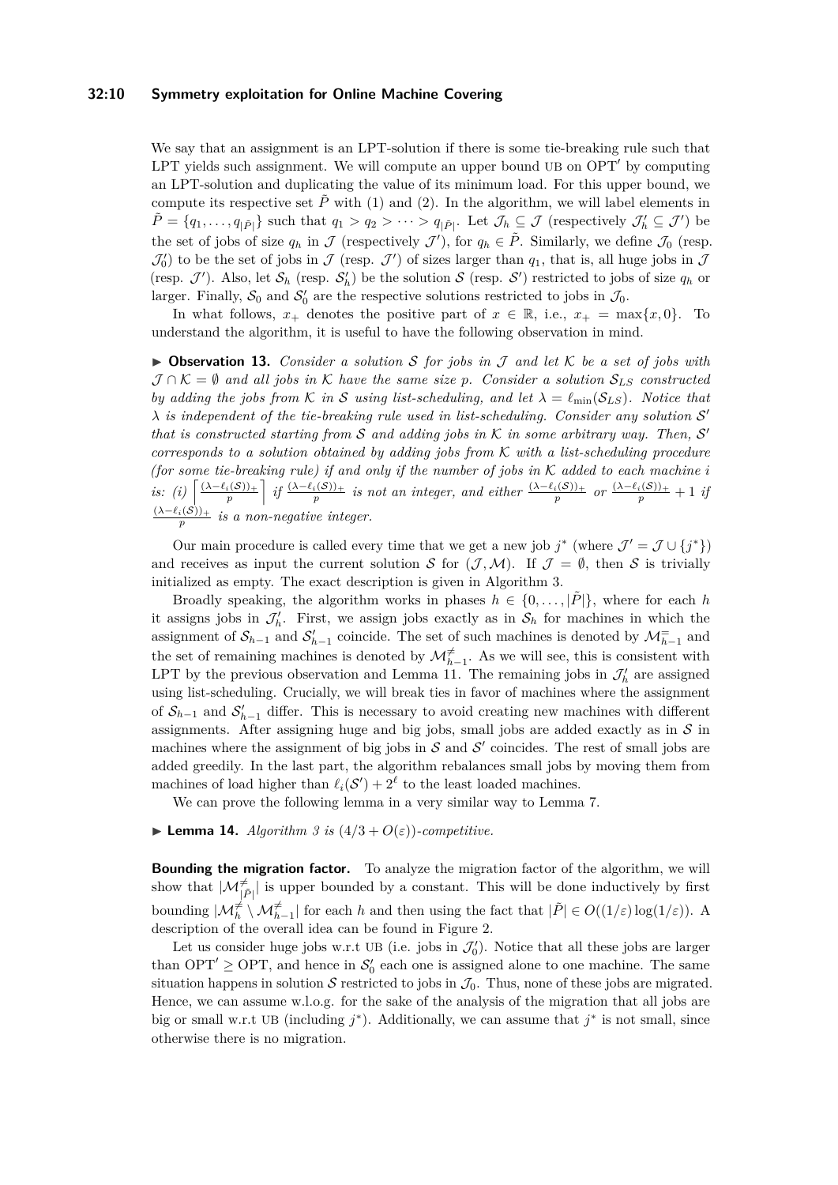We say that an assignment is an LPT-solution if there is some tie-breaking rule such that LPT yields such assignment. We will compute an upper bound UB on $\text{OPT}'$ by computing an LPT-solution and duplicating the value of its minimum load. For this upper bound, we compute its respective set $\tilde{P}$ with (1) and (2). In the algorithm, we will label elements in $\tilde{P} = \{q_1, \dots, q_{|\tilde{P}|}\}$ such that $q_1 > q_2 > \cdots > q_{|\tilde{P}|}$. Let $\mathcal{J}_h \subseteq \mathcal{J}$ (respectively $\mathcal{J}'_h \subseteq \mathcal{J}'$) be the set of jobs of size $q_h$ in $\mathcal{J}$ (respectively $\mathcal{J}'$), for $q_h \in \tilde{P}$. Similarly, we define $\mathcal{J}_0$ (resp. $\mathcal{J}'_0$) to be the set of jobs in $\mathcal{J}$ (resp. $\mathcal{J}'$) of sizes larger than $q_1$, that is, all huge jobs in $\mathcal{J}$ (resp. $\mathcal{J}'$). Also, let $\mathcal{S}_h$ (resp. $\mathcal{S}'_h$) be the solution $\mathcal{S}$ (resp. $\mathcal{S}'$) restricted to jobs of size $q_h$ or larger. Finally, $\mathcal{S}_0$ and $\mathcal{S}'_0$ are the respective solutions restricted to jobs in $\mathcal{J}_0$.

In what follows, $x_+$ denotes the positive part of $x \in \mathbb{R}$, i.e., $x_+ = \max\{x, 0\}$. To understand the algorithm, it is useful to have the following observation in mind.

▶ **Observation 13.** *Consider a solution $\mathcal{S}$ for jobs in $\mathcal{J}$ and let $\mathcal{K}$ be a set of jobs with $\mathcal{J} \cap \mathcal{K} = \emptyset$ and all jobs in $\mathcal{K}$ have the same size $p$. Consider a solution $\mathcal{S}_{LS}$ constructed by adding the jobs from $\mathcal{K}$ in $\mathcal{S}$ using list-scheduling, and let $\lambda = \ell_{\min}(\mathcal{S}_{LS})$. Notice that $\lambda$ is independent of the tie-breaking rule used in list-scheduling. Consider any solution $\mathcal{S}'$ that is constructed starting from $\mathcal{S}$ and adding jobs in $\mathcal{K}$ in some arbitrary way. Then, $\mathcal{S}'$ corresponds to a solution obtained by adding jobs from $\mathcal{K}$ with a list-scheduling procedure (for some tie-breaking rule) if and only if the number of jobs in $\mathcal{K}$ added to each machine $i$ is: (i) $\left\lceil \frac{(\lambda - \ell_i(\mathcal{S}))_+}{p} \right\rceil$ if $\frac{(\lambda - \ell_i(\mathcal{S}))_+}{p}$ is not an integer, and either $\frac{(\lambda - \ell_i(\mathcal{S}))_+}{p}$ or $\frac{(\lambda - \ell_i(\mathcal{S}))_+}{p} + 1$ if $\frac{(\lambda - \ell_i(\mathcal{S}))_+}{p}$ is a non-negative integer.*

Our main procedure is called every time that we get a new job $j^*$ (where $\mathcal{J}' = \mathcal{J} \cup \{j^*\}$) and receives as input the current solution $\mathcal{S}$ for $(\mathcal{J}, \mathcal{M})$. If $\mathcal{J} = \emptyset$, then $\mathcal{S}$ is trivially initialized as empty. The exact description is given in Algorithm 3.

Broadly speaking, the algorithm works in phases $h \in \{0, \dots, |\tilde{P}|\}$, where for each $h$ it assigns jobs in $\mathcal{J}'_h$. First, we assign jobs exactly as in $\mathcal{S}_h$ for machines in which the assignment of $\mathcal{S}_{h-1}$ and $\mathcal{S}'_{h-1}$ coincide. The set of such machines is denoted by $\mathcal{M}^{=}_{h-1}$ and the set of remaining machines is denoted by $\mathcal{M}^{\neq}_{h-1}$. As we will see, this is consistent with LPT by the previous observation and Lemma 11. The remaining jobs in $\mathcal{J}'_h$ are assigned using list-scheduling. Crucially, we will break ties in favor of machines where the assignment of $\mathcal{S}_{h-1}$ and $\mathcal{S}'_{h-1}$ differ. This is necessary to avoid creating new machines with different assignments. After assigning huge and big jobs, small jobs are added exactly as in $\mathcal{S}$ in machines where the assignment of big jobs in $\mathcal{S}$ and $\mathcal{S}'$ coincides. The rest of small jobs are added greedily. In the last part, the algorithm rebalances small jobs by moving them from machines of load higher than $\ell_i(\mathcal{S}') + 2^{\ell}$ to the least loaded machines.

We can prove the following lemma in a very similar way to Lemma 7.

▶ **Lemma 14.** *Algorithm 3 is $(4/3 + O(\varepsilon))$-competitive.*

**Bounding the migration factor.** To analyze the migration factor of the algorithm, we will show that $|\mathcal{M}^{\neq}_{|\tilde{P}|}|$ is upper bounded by a constant. This will be done inductively by first bounding $|\mathcal{M}^{\neq}_h \setminus \mathcal{M}^{\neq}_{h-1}|$ for each $h$ and then using the fact that $|\tilde{P}| \in O((1/\varepsilon)\log(1/\varepsilon))$. A description of the overall idea can be found in Figure 2.

Let us consider huge jobs w.r.t UB (i.e. jobs in $\mathcal{J}'_0$). Notice that all these jobs are larger than $\text{OPT}' \geq \text{OPT}$, and hence in $\mathcal{S}'_0$ each one is assigned alone to one machine. The same situation happens in solution $\mathcal{S}$ restricted to jobs in $\mathcal{J}_0$. Thus, none of these jobs are migrated. Hence, we can assume w.l.o.g. for the sake of the analysis of the migration that all jobs are big or small w.r.t UB (including $j^*$). Additionally, we can assume that $j^*$ is not small, since otherwise there is no migration.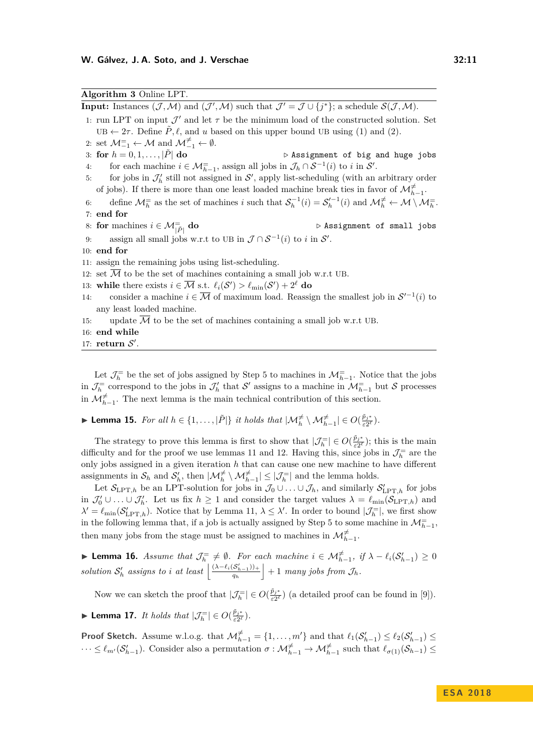**Algorithm 3** Online LPT.

**Input:** Instances $(\mathcal{J}, \mathcal{M})$ and $(\mathcal{J}', \mathcal{M})$ such that $\mathcal{J}' = \mathcal{J} \cup \{j^*\}$; a schedule $\mathcal{S}(\mathcal{J}, \mathcal{M})$.

1: run LPT on input $\mathcal{J}'$ and let $\tau$ be the minimum load of the constructed solution. Set $\text{UB} \leftarrow 2\tau$. Define $\tilde{P}, \ell$, and $u$ based on this upper bound UB using (1) and (2).
2: set $\mathcal{M}^{=}_{-1} \leftarrow \mathcal{M}$ and $\mathcal{M}^{\neq}_{-1} \leftarrow \emptyset$.
3: **for** $h = 0, 1, \ldots, |\tilde{P}|$ **do** ▷ `Assignment of big and huge jobs`
4: for each machine $i \in \mathcal{M}^{=}_{h-1}$, assign all jobs in $\mathcal{J}_h \cap \mathcal{S}^{-1}(i)$ to $i$ in $\mathcal{S}'$.
5: for jobs in $\mathcal{J}'_h$ still not assigned in $\mathcal{S}'$, apply list-scheduling (with an arbitrary order of jobs). If there is more than one least loaded machine break ties in favor of $\mathcal{M}^{\neq}_{h-1}$.
6: define $\mathcal{M}^{=}_h$ as the set of machines $i$ such that $\mathcal{S}^{-1}_h(i) = \mathcal{S}'^{-1}_h(i)$ and $\mathcal{M}^{\neq}_h \leftarrow \mathcal{M} \setminus \mathcal{M}^{=}_h$.
7: **end for**
8: **for** machines $i \in \mathcal{M}^{=}_{|\tilde{P}|}$ **do** ▷ `Assignment of small jobs`
9: assign all small jobs w.r.t to UB in $\mathcal{J} \cap \mathcal{S}^{-1}(i)$ to $i$ in $\mathcal{S}'$.
10: **end for**
11: assign the remaining jobs using list-scheduling.
12: set $\overline{\mathcal{M}}$ to be the set of machines containing a small job w.r.t UB.
13: **while** there exists $i \in \overline{\mathcal{M}}$ s.t. $\ell_i(\mathcal{S}') > \ell_{\min}(\mathcal{S}') + 2^\ell$ **do**
14: consider a machine $i \in \overline{\mathcal{M}}$ of maximum load. Reassign the smallest job in $\mathcal{S}'^{-1}(i)$ to any least loaded machine.
15: update $\overline{\mathcal{M}}$ to be the set of machines containing a small job w.r.t UB.
16: **end while**
17: **return** $\mathcal{S}'$.

Let $\mathcal{J}^{=}_h$ be the set of jobs assigned by Step 5 to machines in $\mathcal{M}^{=}_{h-1}$. Notice that the jobs in $\mathcal{J}^{=}_h$ correspond to the jobs in $\mathcal{J}'_h$ that $\mathcal{S}'$ assigns to a machine in $\mathcal{M}^{=}_{h-1}$ but $\mathcal{S}$ processes in $\mathcal{M}^{\neq}_{h-1}$. The next lemma is the main technical contribution of this section.

▶ **Lemma 15.** *For all $h \in \{1, \ldots, |\tilde{P}|\}$ it holds that $|\mathcal{M}^{\neq}_h \setminus \mathcal{M}^{\neq}_{h-1}| \in O(\frac{\tilde{p}_{j^*}}{\varepsilon 2^\ell})$.*

The strategy to prove this lemma is first to show that $|\mathcal{J}^{=}_h| \in O(\frac{\tilde{p}_{j^*}}{\varepsilon 2^\ell})$; this is the main difficulty and for the proof we use lemmas 11 and 12. Having this, since jobs in $\mathcal{J}^{=}_h$ are the only jobs assigned in a given iteration $h$ that can cause one new machine to have different assignments in $\mathcal{S}_h$ and $\mathcal{S}'_h$, then $|\mathcal{M}^{\neq}_h \setminus \mathcal{M}^{\neq}_{h-1}| \le |\mathcal{J}^{=}_h|$ and the lemma holds.

Let $\mathcal{S}_{\text{LPT},h}$ be an LPT-solution for jobs in $\mathcal{J}_0 \cup \ldots \cup \mathcal{J}_h$, and similarly $\mathcal{S}'_{\text{LPT},h}$ for jobs in $\mathcal{J}'_0 \cup \ldots \cup \mathcal{J}'_h$. Let us fix $h \ge 1$ and consider the target values $\lambda = \ell_{\min}(\mathcal{S}_{\text{LPT},h})$ and $\lambda' = \ell_{\min}(\mathcal{S}'_{\text{LPT},h})$. Notice that by Lemma 11, $\lambda \le \lambda'$. In order to bound $|\mathcal{J}^{=}_h|$, we first show in the following lemma that, if a job is actually assigned by Step 5 to some machine in $\mathcal{M}^{=}_{h-1}$, then many jobs from the stage must be assigned to machines in $\mathcal{M}^{\neq}_{h-1}$.

▶ **Lemma 16.** *Assume that $\mathcal{J}^{=}_h \neq \emptyset$. For each machine $i \in \mathcal{M}^{\neq}_{h-1}$, if $\lambda - \ell_i(\mathcal{S}'_{h-1}) \ge 0$ solution $\mathcal{S}'_h$ assigns to $i$ at least $\left\lfloor \frac{(\lambda - \ell_i(\mathcal{S}'_{h-1}))_+}{q_h} \right\rfloor + 1$ many jobs from $\mathcal{J}_h$.*

Now we can sketch the proof that $|\mathcal{J}^{=}_h| \in O(\frac{\tilde{p}_{j^*}}{\varepsilon 2^\ell})$ (a detailed proof can be found in [9]).

▶ **Lemma 17.** *It holds that $|\mathcal{J}^{=}_h| \in O(\frac{\tilde{p}_{j^*}}{\varepsilon 2^\ell})$.*

**Proof Sketch.** Assume w.l.o.g. that $\mathcal{M}^{\neq}_{h-1} = \{1, \ldots, m'\}$ and that $\ell_1(\mathcal{S}'_{h-1}) \le \ell_2(\mathcal{S}'_{h-1}) \le \cdots \le \ell_{m'}(\mathcal{S}'_{h-1})$. Consider also a permutation $\sigma : \mathcal{M}^{\neq}_{h-1} \to \mathcal{M}^{\neq}_{h-1}$ such that $\ell_{\sigma(1)}(\mathcal{S}_{h-1}) \le$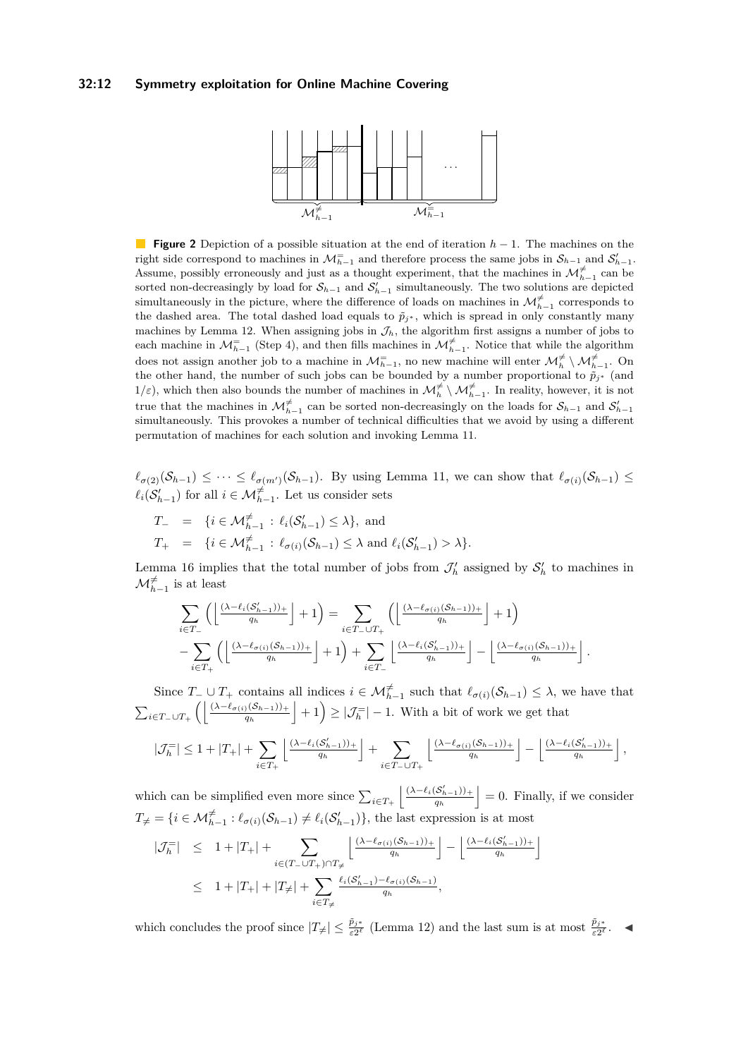**Figure 2** Depiction of a possible situation at the end of iteration $h-1$. The machines on the right side correspond to machines in $\mathcal{M}^{=}_{h-1}$ and therefore process the same jobs in $\mathcal{S}_{h-1}$ and $\mathcal{S}'_{h-1}$. Assume, possibly erroneously and just as a thought experiment, that the machines in $\mathcal{M}^{\neq}_{h-1}$ can be sorted non-decreasingly by load for $\mathcal{S}_{h-1}$ and $\mathcal{S}'_{h-1}$ simultaneously. The two solutions are depicted simultaneously in the picture, where the difference of loads on machines in $\mathcal{M}^{\neq}_{h-1}$ corresponds to the dashed area. The total dashed load equals to $\tilde{p}_{j^*}$, which is spread in only constantly many machines by Lemma 12. When assigning jobs in $\mathcal{J}_h$, the algorithm first assigns a number of jobs to each machine in $\mathcal{M}^{=}_{h-1}$ (Step 4), and then fills machines in $\mathcal{M}^{\neq}_{h-1}$. Notice that while the algorithm does not assign another job to a machine in $\mathcal{M}^{=}_{h-1}$, no new machine will enter $\mathcal{M}^{\neq}_{h} \setminus \mathcal{M}^{\neq}_{h-1}$. On the other hand, the number of such jobs can be bounded by a number proportional to $\tilde{p}_{j^*}$ (and $1/\varepsilon$), which then also bounds the number of machines in $\mathcal{M}^{\neq}_{h} \setminus \mathcal{M}^{\neq}_{h-1}$. In reality, however, it is not true that the machines in $\mathcal{M}^{\neq}_{h-1}$ can be sorted non-decreasingly on the loads for $\mathcal{S}_{h-1}$ and $\mathcal{S}'_{h-1}$ simultaneously. This provokes a number of technical difficulties that we avoid by using a different permutation of machines for each solution and invoking Lemma 11.

$\ell_{\sigma(2)}(\mathcal{S}_{h-1}) \leq \cdots \leq \ell_{\sigma(m')}(\mathcal{S}_{h-1})$. By using Lemma 11, we can show that $\ell_{\sigma(i)}(\mathcal{S}_{h-1}) \leq \ell_i(\mathcal{S}'_{h-1})$ for all $i \in \mathcal{M}^{\neq}_{h-1}$. Let us consider sets

$$T_- = \{i \in \mathcal{M}^{\neq}_{h-1} : \ell_i(\mathcal{S}'_{h-1}) \leq \lambda\}, \text{ and}$$
$$T_+ = \{i \in \mathcal{M}^{\neq}_{h-1} : \ell_{\sigma(i)}(\mathcal{S}_{h-1}) \leq \lambda \text{ and } \ell_i(\mathcal{S}'_{h-1}) > \lambda\}.$$

Lemma 16 implies that the total number of jobs from $\mathcal{J}'_h$ assigned by $\mathcal{S}'_h$ to machines in $\mathcal{M}^{\neq}_{h-1}$ is at least

$$\sum_{i\in T_-}\left(\left\lfloor \tfrac{(\lambda-\ell_i(\mathcal{S}'_{h-1}))_+}{q_h}\right\rfloor+1\right) = \sum_{i\in T_-\cup T_+}\left(\left\lfloor \tfrac{(\lambda-\ell_{\sigma(i)}(\mathcal{S}_{h-1}))_+}{q_h}\right\rfloor+1\right)$$
$$-\sum_{i\in T_+}\left(\left\lfloor \tfrac{(\lambda-\ell_{\sigma(i)}(\mathcal{S}_{h-1}))_+}{q_h}\right\rfloor+1\right)+\sum_{i\in T_-}\left\lfloor \tfrac{(\lambda-\ell_i(\mathcal{S}'_{h-1}))_+}{q_h}\right\rfloor - \left\lfloor \tfrac{(\lambda-\ell_{\sigma(i)}(\mathcal{S}_{h-1}))_+}{q_h}\right\rfloor.$$

Since $T_-\cup T_+$ contains all indices $i \in \mathcal{M}^{\neq}_{h-1}$ such that $\ell_{\sigma(i)}(\mathcal{S}_{h-1}) \leq \lambda$, we have that $\sum_{i\in T_-\cup T_+}\left(\left\lfloor \tfrac{(\lambda-\ell_{\sigma(i)}(\mathcal{S}_{h-1}))_+}{q_h}\right\rfloor+1\right) \geq |\mathcal{J}^{=}_h|-1$. With a bit of work we get that

$$|\mathcal{J}^{=}_h| \leq 1+|T_+|+\sum_{i\in T_+}\left\lfloor \tfrac{(\lambda-\ell_i(\mathcal{S}'_{h-1}))_+}{q_h}\right\rfloor+\sum_{i\in T_-\cup T_+}\left\lfloor \tfrac{(\lambda-\ell_{\sigma(i)}(\mathcal{S}_{h-1}))_+}{q_h}\right\rfloor-\left\lfloor \tfrac{(\lambda-\ell_i(\mathcal{S}'_{h-1}))_+}{q_h}\right\rfloor,$$

which can be simplified even more since $\sum_{i\in T_+}\left\lfloor \tfrac{(\lambda-\ell_i(\mathcal{S}'_{h-1}))_+}{q_h}\right\rfloor = 0$. Finally, if we consider $T_{\neq} = \{i \in \mathcal{M}^{\neq}_{h-1} : \ell_{\sigma(i)}(\mathcal{S}_{h-1}) \neq \ell_i(\mathcal{S}'_{h-1})\}$, the last expression is at most

$$|\mathcal{J}^{=}_h| \leq 1+|T_+|+\sum_{i\in(T_-\cup T_+)\cap T_{\neq}}\left\lfloor \tfrac{(\lambda-\ell_{\sigma(i)}(\mathcal{S}_{h-1}))_+}{q_h}\right\rfloor-\left\lfloor \tfrac{(\lambda-\ell_i(\mathcal{S}'_{h-1}))_+}{q_h}\right\rfloor$$
$$\leq 1+|T_+|+|T_{\neq}|+\sum_{i\in T_{\neq}}\tfrac{\ell_i(\mathcal{S}'_{h-1})-\ell_{\sigma(i)}(\mathcal{S}_{h-1})}{q_h},$$

which concludes the proof since $|T_{\neq}| \leq \frac{\tilde{p}_{j^*}}{\varepsilon 2^\ell}$ (Lemma 12) and the last sum is at most $\frac{\tilde{p}_{j^*}}{\varepsilon 2^\ell}$. ◀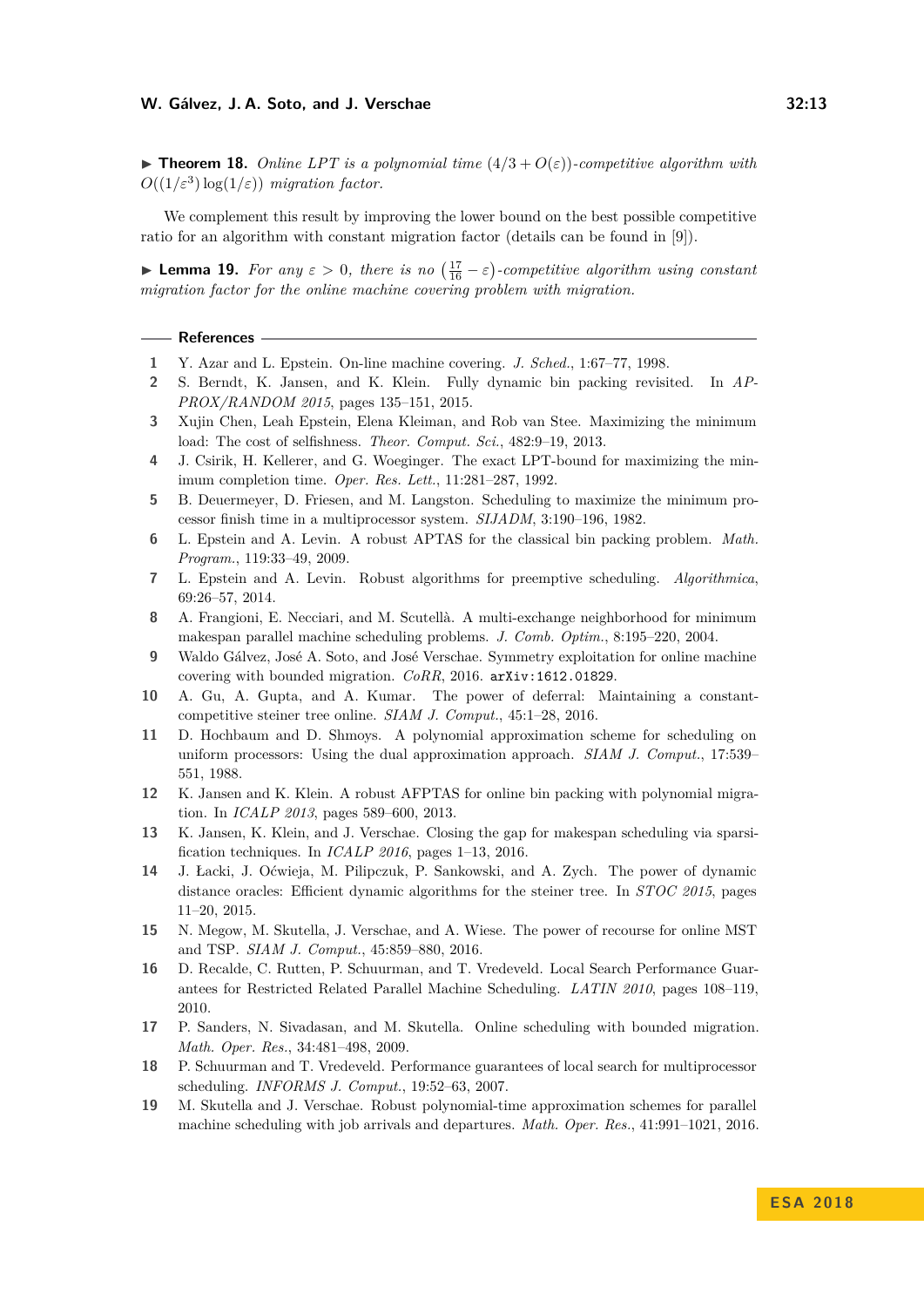▶ **Theorem 18.** *Online LPT is a polynomial time* $(4/3 + O(\varepsilon))$*-competitive algorithm with* $O((1/\varepsilon^3)\log(1/\varepsilon))$ *migration factor.*

We complement this result by improving the lower bound on the best possible competitive ratio for an algorithm with constant migration factor (details can be found in [9]).

▶ **Lemma 19.** *For any* $\varepsilon > 0$*, there is no* $\left(\frac{17}{16} - \varepsilon\right)$*-competitive algorithm using constant migration factor for the online machine covering problem with migration.*

## References

1. Y. Azar and L. Epstein. On-line machine covering. *J. Sched.*, 1:67–77, 1998.
2. S. Berndt, K. Jansen, and K. Klein. Fully dynamic bin packing revisited. In *APPROX/RANDOM 2015*, pages 135–151, 2015.
3. Xujin Chen, Leah Epstein, Elena Kleiman, and Rob van Stee. Maximizing the minimum load: The cost of selfishness. *Theor. Comput. Sci.*, 482:9–19, 2013.
4. J. Csirik, H. Kellerer, and G. Woeginger. The exact LPT-bound for maximizing the minimum completion time. *Oper. Res. Lett.*, 11:281–287, 1992.
5. B. Deuermeyer, D. Friesen, and M. Langston. Scheduling to maximize the minimum processor finish time in a multiprocessor system. *SIJADM*, 3:190–196, 1982.
6. L. Epstein and A. Levin. A robust APTAS for the classical bin packing problem. *Math. Program.*, 119:33–49, 2009.
7. L. Epstein and A. Levin. Robust algorithms for preemptive scheduling. *Algorithmica*, 69:26–57, 2014.
8. A. Frangioni, E. Necciari, and M. Scutellà. A multi-exchange neighborhood for minimum makespan parallel machine scheduling problems. *J. Comb. Optim.*, 8:195–220, 2004.
9. Waldo Gálvez, José A. Soto, and José Verschae. Symmetry exploitation for online machine covering with bounded migration. *CoRR*, 2016. `arXiv:1612.01829`.
10. A. Gu, A. Gupta, and A. Kumar. The power of deferral: Maintaining a constant-competitive steiner tree online. *SIAM J. Comput.*, 45:1–28, 2016.
11. D. Hochbaum and D. Shmoys. A polynomial approximation scheme for scheduling on uniform processors: Using the dual approximation approach. *SIAM J. Comput.*, 17:539–551, 1988.
12. K. Jansen and K. Klein. A robust AFPTAS for online bin packing with polynomial migration. In *ICALP 2013*, pages 589–600, 2013.
13. K. Jansen, K. Klein, and J. Verschae. Closing the gap for makespan scheduling via sparsification techniques. In *ICALP 2016*, pages 1–13, 2016.
14. J. Łacki, J. Oćwieja, M. Pilipczuk, P. Sankowski, and A. Zych. The power of dynamic distance oracles: Efficient dynamic algorithms for the steiner tree. In *STOC 2015*, pages 11–20, 2015.
15. N. Megow, M. Skutella, J. Verschae, and A. Wiese. The power of recourse for online MST and TSP. *SIAM J. Comput.*, 45:859–880, 2016.
16. D. Recalde, C. Rutten, P. Schuurman, and T. Vredeveld. Local Search Performance Guarantees for Restricted Related Parallel Machine Scheduling. *LATIN 2010*, pages 108–119, 2010.
17. P. Sanders, N. Sivadasan, and M. Skutella. Online scheduling with bounded migration. *Math. Oper. Res.*, 34:481–498, 2009.
18. P. Schuurman and T. Vredeveld. Performance guarantees of local search for multiprocessor scheduling. *INFORMS J. Comput.*, 19:52–63, 2007.
19. M. Skutella and J. Verschae. Robust polynomial-time approximation schemes for parallel machine scheduling with job arrivals and departures. *Math. Oper. Res.*, 41:991–1021, 2016.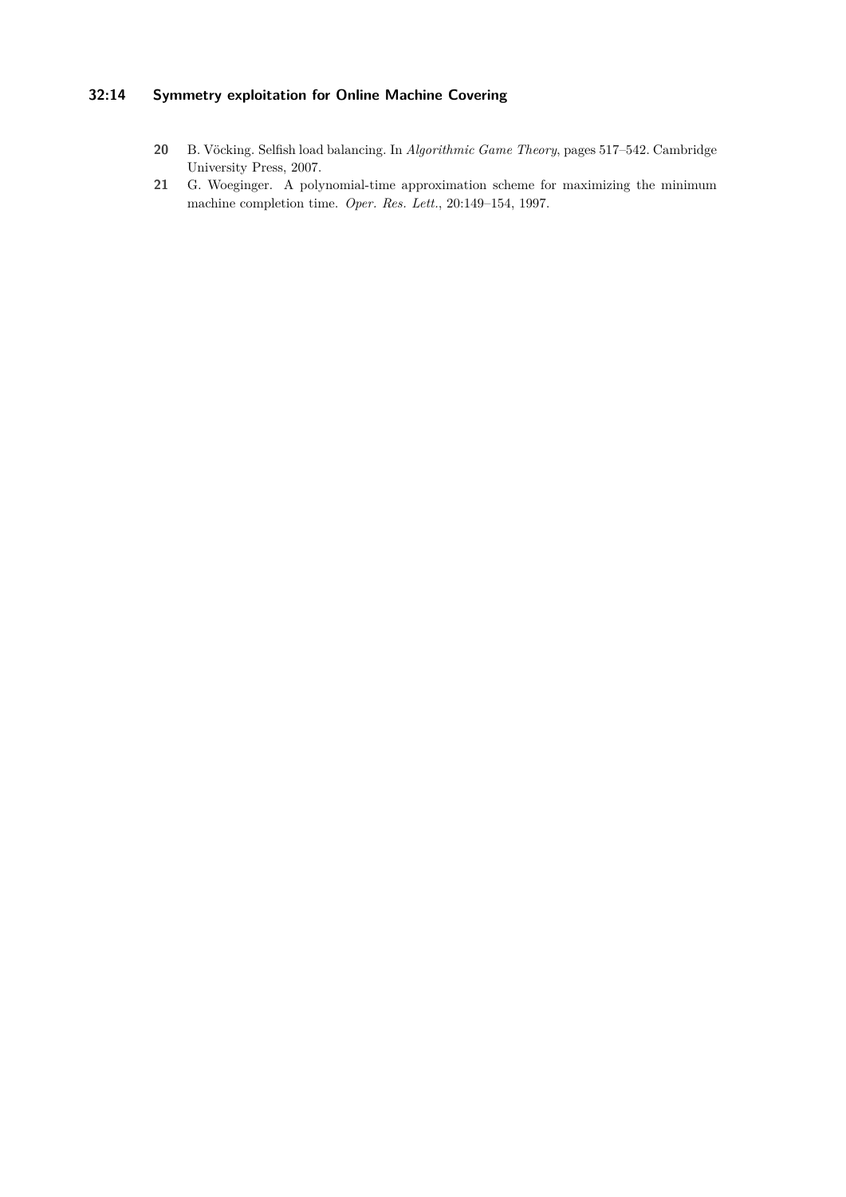20 B. Vöcking. Selfish load balancing. In *Algorithmic Game Theory*, pages 517–542. Cambridge University Press, 2007.

21 G. Woeginger. A polynomial-time approximation scheme for maximizing the minimum machine completion time. *Oper. Res. Lett.*, 20:149–154, 1997.